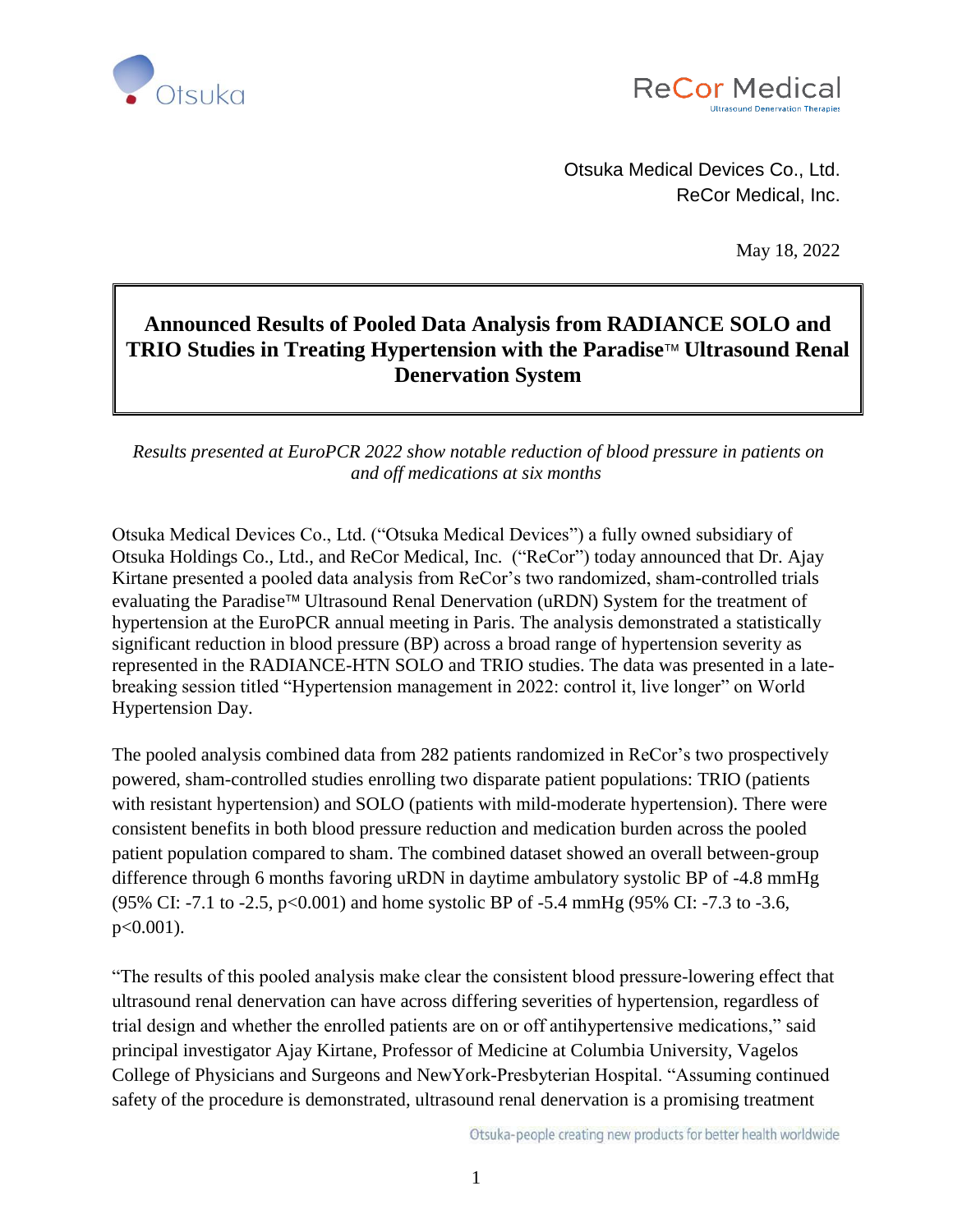Otsuka Medical Devices Co., Ltd.
ReCor Medical, Inc.

May 18, 2022

# Announced Results of Pooled Data Analysis from RADIANCE SOLO and TRIO Studies in Treating Hypertension with the Paradise™ Ultrasound Renal Denervation System

*Results presented at EuroPCR 2022 show notable reduction of blood pressure in patients on and off medications at six months*

Otsuka Medical Devices Co., Ltd. ("Otsuka Medical Devices") a fully owned subsidiary of Otsuka Holdings Co., Ltd., and ReCor Medical, Inc. ("ReCor") today announced that Dr. Ajay Kirtane presented a pooled data analysis from ReCor's two randomized, sham-controlled trials evaluating the Paradise™ Ultrasound Renal Denervation (uRDN) System for the treatment of hypertension at the EuroPCR annual meeting in Paris. The analysis demonstrated a statistically significant reduction in blood pressure (BP) across a broad range of hypertension severity as represented in the RADIANCE-HTN SOLO and TRIO studies. The data was presented in a late-breaking session titled "Hypertension management in 2022: control it, live longer" on World Hypertension Day.

The pooled analysis combined data from 282 patients randomized in ReCor's two prospectively powered, sham-controlled studies enrolling two disparate patient populations: TRIO (patients with resistant hypertension) and SOLO (patients with mild-moderate hypertension). There were consistent benefits in both blood pressure reduction and medication burden across the pooled patient population compared to sham. The combined dataset showed an overall between-group difference through 6 months favoring uRDN in daytime ambulatory systolic BP of -4.8 mmHg (95% CI: -7.1 to -2.5, $p<0.001$) and home systolic BP of -5.4 mmHg (95% CI: -7.3 to -3.6, $p<0.001$).

"The results of this pooled analysis make clear the consistent blood pressure-lowering effect that ultrasound renal denervation can have across differing severities of hypertension, regardless of trial design and whether the enrolled patients are on or off antihypertensive medications," said principal investigator Ajay Kirtane, Professor of Medicine at Columbia University, Vagelos College of Physicians and Surgeons and NewYork-Presbyterian Hospital. "Assuming continued safety of the procedure is demonstrated, ultrasound renal denervation is a promising treatment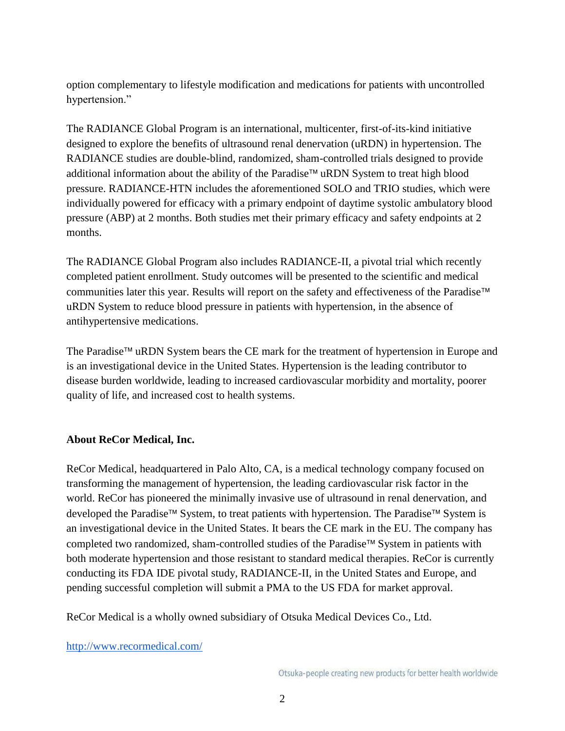option complementary to lifestyle modification and medications for patients with uncontrolled hypertension."

The RADIANCE Global Program is an international, multicenter, first-of-its-kind initiative designed to explore the benefits of ultrasound renal denervation (uRDN) in hypertension. The RADIANCE studies are double-blind, randomized, sham-controlled trials designed to provide additional information about the ability of the Paradise™ uRDN System to treat high blood pressure. RADIANCE-HTN includes the aforementioned SOLO and TRIO studies, which were individually powered for efficacy with a primary endpoint of daytime systolic ambulatory blood pressure (ABP) at 2 months. Both studies met their primary efficacy and safety endpoints at 2 months.

The RADIANCE Global Program also includes RADIANCE-II, a pivotal trial which recently completed patient enrollment. Study outcomes will be presented to the scientific and medical communities later this year. Results will report on the safety and effectiveness of the Paradise™ uRDN System to reduce blood pressure in patients with hypertension, in the absence of antihypertensive medications.

The Paradise™ uRDN System bears the CE mark for the treatment of hypertension in Europe and is an investigational device in the United States. Hypertension is the leading contributor to disease burden worldwide, leading to increased cardiovascular morbidity and mortality, poorer quality of life, and increased cost to health systems.

**About ReCor Medical, Inc.**

ReCor Medical, headquartered in Palo Alto, CA, is a medical technology company focused on transforming the management of hypertension, the leading cardiovascular risk factor in the world. ReCor has pioneered the minimally invasive use of ultrasound in renal denervation, and developed the Paradise™ System, to treat patients with hypertension. The Paradise™ System is an investigational device in the United States. It bears the CE mark in the EU. The company has completed two randomized, sham-controlled studies of the Paradise™ System in patients with both moderate hypertension and those resistant to standard medical therapies. ReCor is currently conducting its FDA IDE pivotal study, RADIANCE-II, in the United States and Europe, and pending successful completion will submit a PMA to the US FDA for market approval.

ReCor Medical is a wholly owned subsidiary of Otsuka Medical Devices Co., Ltd.

http://www.recormedical.com/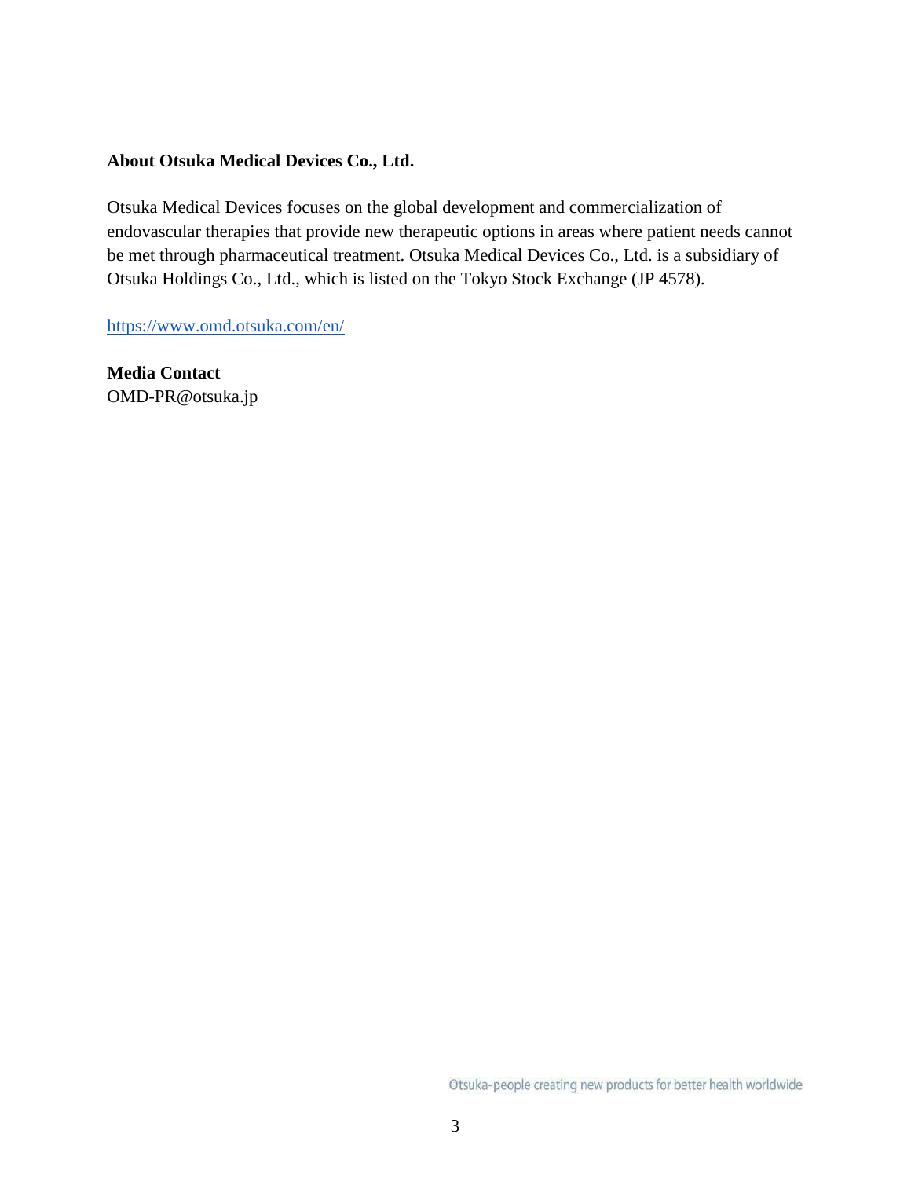**About Otsuka Medical Devices Co., Ltd.**

Otsuka Medical Devices focuses on the global development and commercialization of endovascular therapies that provide new therapeutic options in areas where patient needs cannot be met through pharmaceutical treatment. Otsuka Medical Devices Co., Ltd. is a subsidiary of Otsuka Holdings Co., Ltd., which is listed on the Tokyo Stock Exchange (JP 4578).

https://www.omd.otsuka.com/en/

**Media Contact**
OMD-PR@otsuka.jp